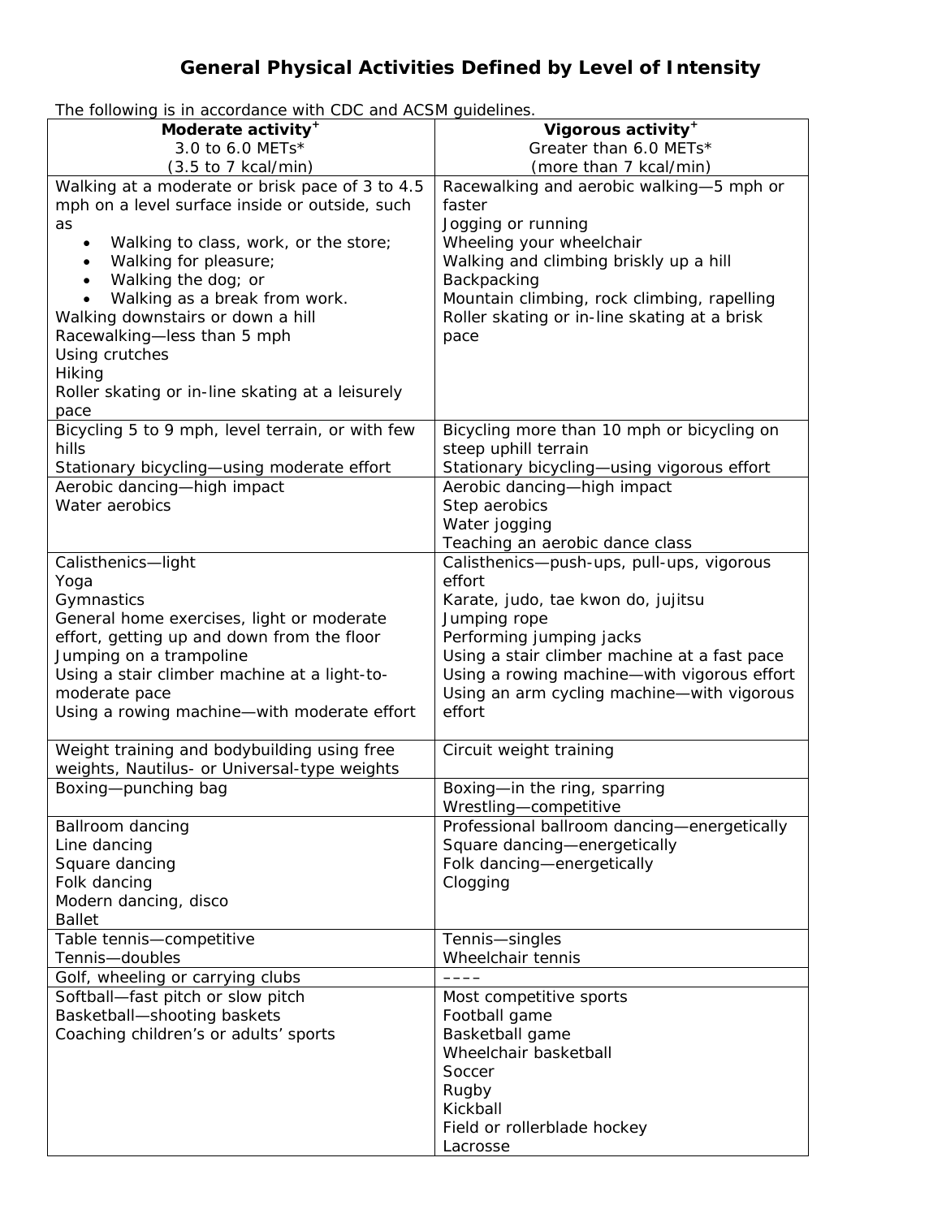# General Physical Activities Defined by Level of Intensity

The following is in accordance with CDC and ACSM guidelines.

| **Moderate activity**[+]<br>3.0 to 6.0 METs*<br>(3.5 to 7 kcal/min) | **Vigorous activity**[+]<br>Greater than 6.0 METs*<br>(more than 7 kcal/min) |
|---|---|
| Walking at a moderate or brisk pace of 3 to 4.5 mph on a level surface inside or outside, such as<br>• Walking to class, work, or the store;<br>• Walking for pleasure;<br>• Walking the dog; or<br>• Walking as a break from work.<br>Walking downstairs or down a hill<br>Racewalking—less than 5 mph<br>Using crutches<br>Hiking<br>Roller skating or in-line skating at a leisurely pace | Racewalking and aerobic walking—5 mph or faster<br>Jogging or running<br>Wheeling your wheelchair<br>Walking and climbing briskly up a hill<br>Backpacking<br>Mountain climbing, rock climbing, rapelling<br>Roller skating or in-line skating at a brisk pace |
| Bicycling 5 to 9 mph, level terrain, or with few hills<br>Stationary bicycling—using moderate effort | Bicycling more than 10 mph or bicycling on steep uphill terrain<br>Stationary bicycling—using vigorous effort |
| Aerobic dancing—high impact<br>Water aerobics | Aerobic dancing—high impact<br>Step aerobics<br>Water jogging<br>Teaching an aerobic dance class |
| Calisthenics—light<br>Yoga<br>Gymnastics<br>General home exercises, light or moderate effort, getting up and down from the floor<br>Jumping on a trampoline<br>Using a stair climber machine at a light-to-moderate pace<br>Using a rowing machine—with moderate effort | Calisthenics—push-ups, pull-ups, vigorous effort<br>Karate, judo, tae kwon do, jujitsu<br>Jumping rope<br>Performing jumping jacks<br>Using a stair climber machine at a fast pace<br>Using a rowing machine—with vigorous effort<br>Using an arm cycling machine—with vigorous effort |
| Weight training and bodybuilding using free weights, Nautilus- or Universal-type weights | Circuit weight training |
| Boxing—punching bag | Boxing—in the ring, sparring<br>Wrestling—competitive |
| Ballroom dancing<br>Line dancing<br>Square dancing<br>Folk dancing<br>Modern dancing, disco<br>Ballet | Professional ballroom dancing—energetically<br>Square dancing—energetically<br>Folk dancing—energetically<br>Clogging |
| Table tennis—competitive<br>Tennis—doubles | Tennis—singles<br>Wheelchair tennis |
| Golf, wheeling or carrying clubs | –––– |
| Softball—fast pitch or slow pitch<br>Basketball—shooting baskets<br>Coaching children's or adults' sports | Most competitive sports<br>Football game<br>Basketball game<br>Wheelchair basketball<br>Soccer<br>Rugby<br>Kickball<br>Field or rollerblade hockey<br>Lacrosse |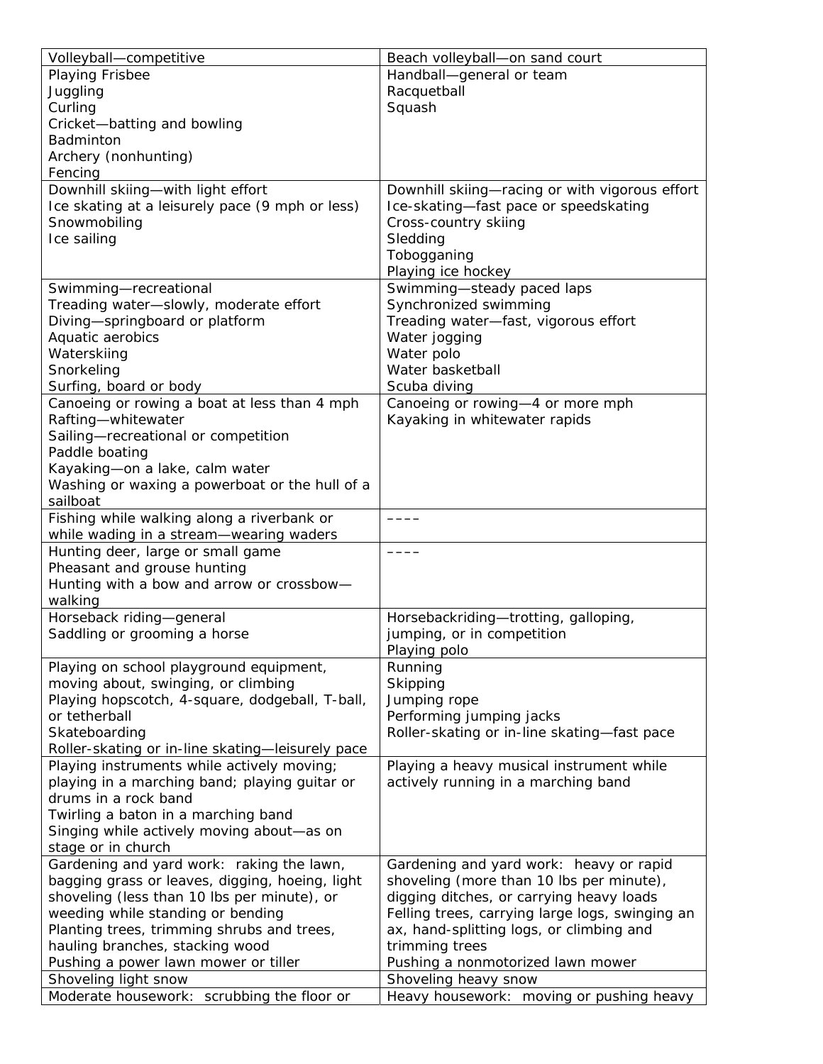| Volleyball—competitive | Beach volleyball—on sand court |
|---|---|
| Playing Frisbee<br>Juggling<br>Curling<br>Cricket—batting and bowling<br>Badminton<br>Archery (nonhunting)<br>Fencing | Handball—general or team<br>Racquetball<br>Squash |
| Downhill skiing—with light effort<br>Ice skating at a leisurely pace (9 mph or less)<br>Snowmobiling<br>Ice sailing | Downhill skiing—racing or with vigorous effort<br>Ice-skating—fast pace or speedskating<br>Cross-country skiing<br>Sledding<br>Tobogganing<br>Playing ice hockey |
| Swimming—recreational<br>Treading water—slowly, moderate effort<br>Diving—springboard or platform<br>Aquatic aerobics<br>Waterskiing<br>Snorkeling<br>Surfing, board or body | Swimming—steady paced laps<br>Synchronized swimming<br>Treading water—fast, vigorous effort<br>Water jogging<br>Water polo<br>Water basketball<br>Scuba diving |
| Canoeing or rowing a boat at less than 4 mph<br>Rafting—whitewater<br>Sailing—recreational or competition<br>Paddle boating<br>Kayaking—on a lake, calm water<br>Washing or waxing a powerboat or the hull of a sailboat | Canoeing or rowing—4 or more mph<br>Kayaking in whitewater rapids |
| Fishing while walking along a riverbank or while wading in a stream—wearing waders | –––– |
| Hunting deer, large or small game<br>Pheasant and grouse hunting<br>Hunting with a bow and arrow or crossbow—walking | –––– |
| Horseback riding—general<br>Saddling or grooming a horse | Horsebackriding—trotting, galloping, jumping, or in competition<br>Playing polo |
| Playing on school playground equipment, moving about, swinging, or climbing<br>Playing hopscotch, 4-square, dodgeball, T-ball, or tetherball<br>Skateboarding<br>Roller-skating or in-line skating—leisurely pace | Running<br>Skipping<br>Jumping rope<br>Performing jumping jacks<br>Roller-skating or in-line skating—fast pace |
| Playing instruments while actively moving; playing in a marching band; playing guitar or drums in a rock band<br>Twirling a baton in a marching band<br>Singing while actively moving about—as on stage or in church | Playing a heavy musical instrument while actively running in a marching band |
| Gardening and yard work: raking the lawn, bagging grass or leaves, digging, hoeing, light shoveling (less than 10 lbs per minute), or weeding while standing or bending<br>Planting trees, trimming shrubs and trees, hauling branches, stacking wood<br>Pushing a power lawn mower or tiller | Gardening and yard work: heavy or rapid shoveling (more than 10 lbs per minute), digging ditches, or carrying heavy loads<br>Felling trees, carrying large logs, swinging an ax, hand-splitting logs, or climbing and trimming trees<br>Pushing a nonmotorized lawn mower |
| Shoveling light snow | Shoveling heavy snow |
| Moderate housework: scrubbing the floor or | Heavy housework: moving or pushing heavy |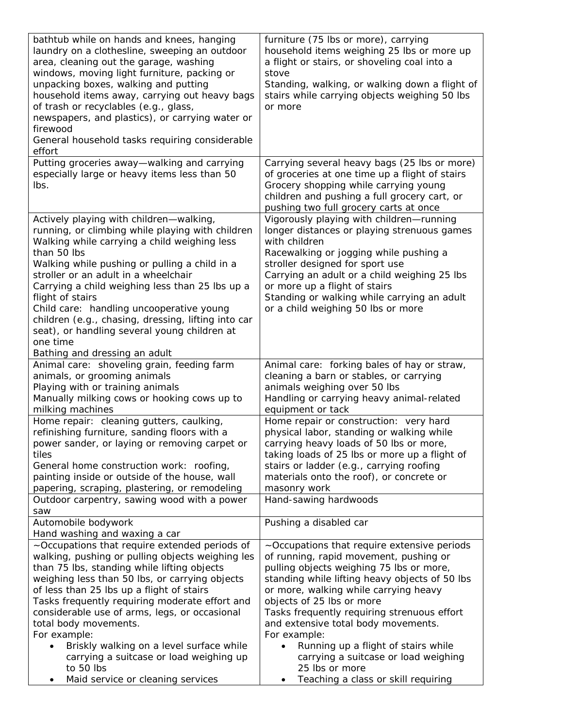| | |
|---|---|
| bathtub while on hands and knees, hanging laundry on a clothesline, sweeping an outdoor area, cleaning out the garage, washing windows, moving light furniture, packing or unpacking boxes, walking and putting household items away, carrying out heavy bags of trash or recyclables (e.g., glass, newspapers, and plastics), or carrying water or firewood<br>General household tasks requiring considerable effort | furniture (75 lbs or more), carrying household items weighing 25 lbs or more up a flight or stairs, or shoveling coal into a stove<br>Standing, walking, or walking down a flight of stairs while carrying objects weighing 50 lbs or more |
| Putting groceries away—walking and carrying especially large or heavy items less than 50 lbs. | Carrying several heavy bags (25 lbs or more) of groceries at one time up a flight of stairs<br>Grocery shopping while carrying young children and pushing a full grocery cart, or pushing two full grocery carts at once |
| Actively playing with children—walking, running, or climbing while playing with children<br>Walking while carrying a child weighing less than 50 lbs<br>Walking while pushing or pulling a child in a stroller or an adult in a wheelchair<br>Carrying a child weighing less than 25 lbs up a flight of stairs<br>Child care: handling uncooperative young children (e.g., chasing, dressing, lifting into car seat), or handling several young children at one time<br>Bathing and dressing an adult | Vigorously playing with children—running longer distances or playing strenuous games with children<br>Racewalking or jogging while pushing a stroller designed for sport use<br>Carrying an adult or a child weighing 25 lbs or more up a flight of stairs<br>Standing or walking while carrying an adult or a child weighing 50 lbs or more |
| Animal care: shoveling grain, feeding farm animals, or grooming animals<br>Playing with or training animals<br>Manually milking cows or hooking cows up to milking machines | Animal care: forking bales of hay or straw, cleaning a barn or stables, or carrying animals weighing over 50 lbs<br>Handling or carrying heavy animal-related equipment or tack |
| Home repair: cleaning gutters, caulking, refinishing furniture, sanding floors with a power sander, or laying or removing carpet or tiles<br>General home construction work: roofing, painting inside or outside of the house, wall papering, scraping, plastering, or remodeling | Home repair or construction: very hard physical labor, standing or walking while carrying heavy loads of 50 lbs or more, taking loads of 25 lbs or more up a flight of stairs or ladder (e.g., carrying roofing materials onto the roof), or concrete or masonry work |
| Outdoor carpentry, sawing wood with a power saw | Hand-sawing hardwoods |
| Automobile bodywork<br>Hand washing and waxing a car | Pushing a disabled car |
| ~Occupations that require extended periods of walking, pushing or pulling objects weighing les than 75 lbs, standing while lifting objects weighing less than 50 lbs, or carrying objects of less than 25 lbs up a flight of stairs<br>Tasks frequently requiring moderate effort and considerable use of arms, legs, or occasional total body movements.<br>For example:<br>• Briskly walking on a level surface while carrying a suitcase or load weighing up to 50 lbs<br>• Maid service or cleaning services | ~Occupations that require extensive periods of running, rapid movement, pushing or pulling objects weighing 75 lbs or more, standing while lifting heavy objects of 50 lbs or more, walking while carrying heavy objects of 25 lbs or more<br>Tasks frequently requiring strenuous effort and extensive total body movements.<br>For example:<br>• Running up a flight of stairs while carrying a suitcase or load weighing 25 lbs or more<br>• Teaching a class or skill requiring |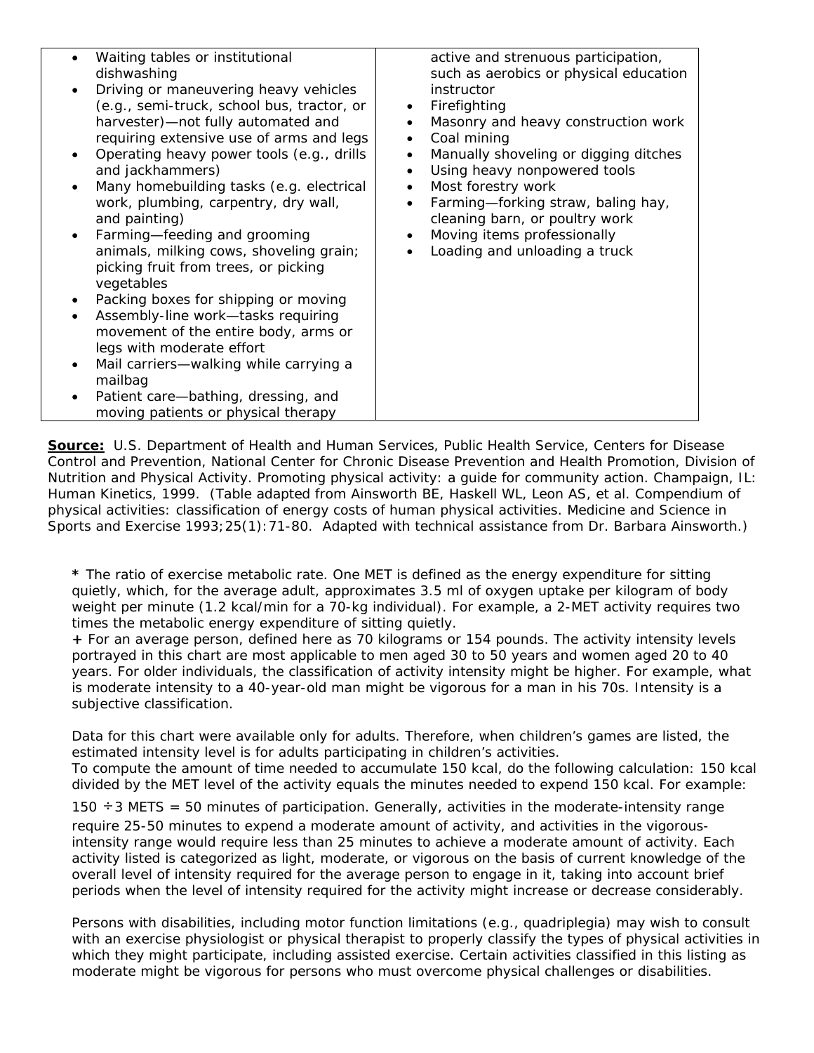| | |
|---|---|
| • Waiting tables or institutional dishwashing<br>• Driving or maneuvering heavy vehicles (e.g., semi-truck, school bus, tractor, or harvester)—not fully automated and requiring extensive use of arms and legs<br>• Operating heavy power tools (e.g., drills and jackhammers)<br>• Many homebuilding tasks (e.g. electrical work, plumbing, carpentry, dry wall, and painting)<br>• Farming—feeding and grooming animals, milking cows, shoveling grain; picking fruit from trees, or picking vegetables<br>• Packing boxes for shipping or moving<br>• Assembly-line work—tasks requiring movement of the entire body, arms or legs with moderate effort<br>• Mail carriers—walking while carrying a mailbag<br>• Patient care—bathing, dressing, and moving patients or physical therapy | active and strenuous participation, such as aerobics or physical education instructor<br>• Firefighting<br>• Masonry and heavy construction work<br>• Coal mining<br>• Manually shoveling or digging ditches<br>• Using heavy nonpowered tools<br>• Most forestry work<br>• Farming—forking straw, baling hay, cleaning barn, or poultry work<br>• Moving items professionally<br>• Loading and unloading a truck |

**Source:** U.S. Department of Health and Human Services, Public Health Service, Centers for Disease Control and Prevention, National Center for Chronic Disease Prevention and Health Promotion, Division of Nutrition and Physical Activity. Promoting physical activity: a guide for community action. Champaign, IL: Human Kinetics, 1999. (Table adapted from Ainsworth BE, Haskell WL, Leon AS, et al. Compendium of physical activities: classification of energy costs of human physical activities. Medicine and Science in Sports and Exercise 1993;25(1):71-80. Adapted with technical assistance from Dr. Barbara Ainsworth.)

**\*** The ratio of exercise metabolic rate. One MET is defined as the energy expenditure for sitting quietly, which, for the average adult, approximates 3.5 ml of oxygen uptake per kilogram of body weight per minute (1.2 kcal/min for a 70-kg individual). For example, a 2-MET activity requires two times the metabolic energy expenditure of sitting quietly.

**+** For an average person, defined here as 70 kilograms or 154 pounds. The activity intensity levels portrayed in this chart are most applicable to men aged 30 to 50 years and women aged 20 to 40 years. For older individuals, the classification of activity intensity might be higher. For example, what is moderate intensity to a 40-year-old man might be vigorous for a man in his 70s. Intensity is a subjective classification.

Data for this chart were available only for adults. Therefore, when children's games are listed, the estimated intensity level is for adults participating in children's activities.

To compute the amount of time needed to accumulate 150 kcal, do the following calculation: 150 kcal divided by the MET level of the activity equals the minutes needed to expend 150 kcal. For example: $150 \div 3$ METS = 50 minutes of participation. Generally, activities in the moderate-intensity range require 25-50 minutes to expend a moderate amount of activity, and activities in the vigorous-intensity range would require less than 25 minutes to achieve a moderate amount of activity. Each activity listed is categorized as light, moderate, or vigorous on the basis of current knowledge of the overall level of intensity required for the average person to engage in it, taking into account brief periods when the level of intensity required for the activity might increase or decrease considerably.

Persons with disabilities, including motor function limitations (e.g., quadriplegia) may wish to consult with an exercise physiologist or physical therapist to properly classify the types of physical activities in which they might participate, including assisted exercise. Certain activities classified in this listing as moderate might be vigorous for persons who must overcome physical challenges or disabilities.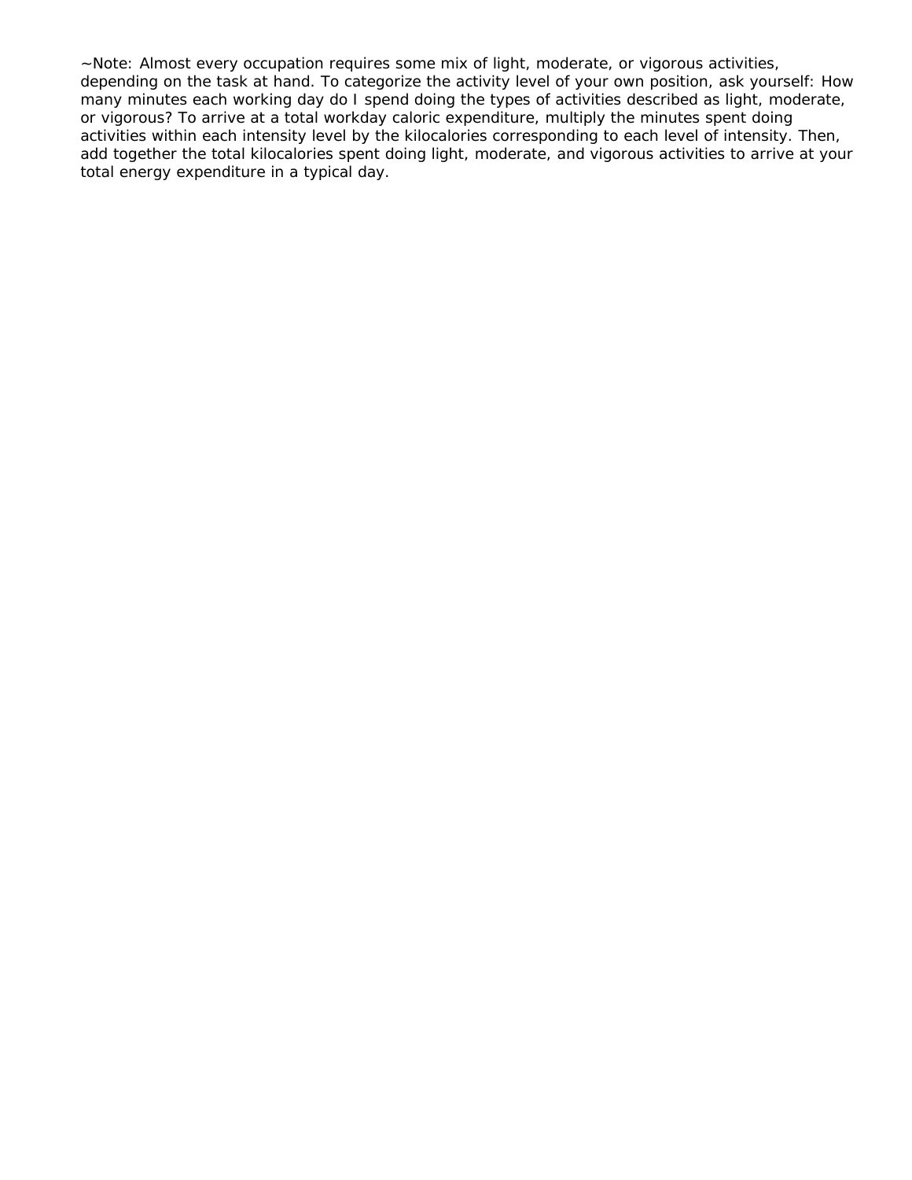~Note: Almost every occupation requires some mix of light, moderate, or vigorous activities, depending on the task at hand. To categorize the activity level of your own position, ask yourself: How many minutes each working day do I spend doing the types of activities described as light, moderate, or vigorous? To arrive at a total workday caloric expenditure, multiply the minutes spent doing activities within each intensity level by the kilocalories corresponding to each level of intensity. Then, add together the total kilocalories spent doing light, moderate, and vigorous activities to arrive at your total energy expenditure in a typical day.